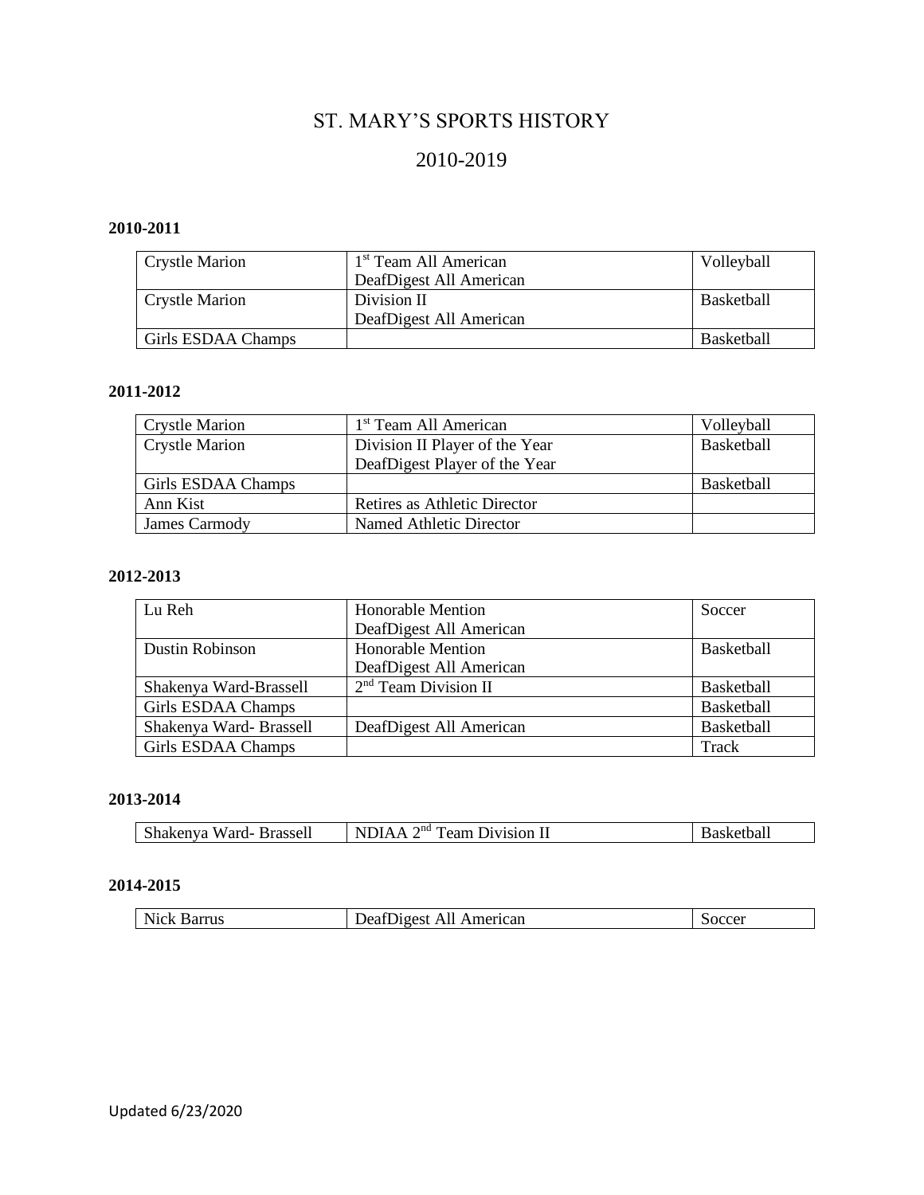# ST. MARY'S SPORTS HISTORY

## 2010-2019

**2010-2011**

| | | |
|---|---|---|
| Crystle Marion | 1st Team All American<br>DeafDigest All American | Volleyball |
| Crystle Marion | Division II<br>DeafDigest All American | Basketball |
| Girls ESDAA Champs | | Basketball |

**2011-2012**

| | | |
|---|---|---|
| Crystle Marion | 1st Team All American | Volleyball |
| Crystle Marion | Division II Player of the Year<br>DeafDigest Player of the Year | Basketball |
| Girls ESDAA Champs | | Basketball |
| Ann Kist | Retires as Athletic Director | |
| James Carmody | Named Athletic Director | |

**2012-2013**

| | | |
|---|---|---|
| Lu Reh | Honorable Mention<br>DeafDigest All American | Soccer |
| Dustin Robinson | Honorable Mention<br>DeafDigest All American | Basketball |
| Shakenya Ward-Brassell | 2nd Team Division II | Basketball |
| Girls ESDAA Champs | | Basketball |
| Shakenya Ward- Brassell | DeafDigest All American | Basketball |
| Girls ESDAA Champs | | Track |

**2013-2014**

| | | |
|---|---|---|
| Shakenya Ward- Brassell | NDIAA 2nd Team Division II | Basketball |

**2014-2015**

| | | |
|---|---|---|
| Nick Barrus | DeafDigest All American | Soccer |

Updated 6/23/2020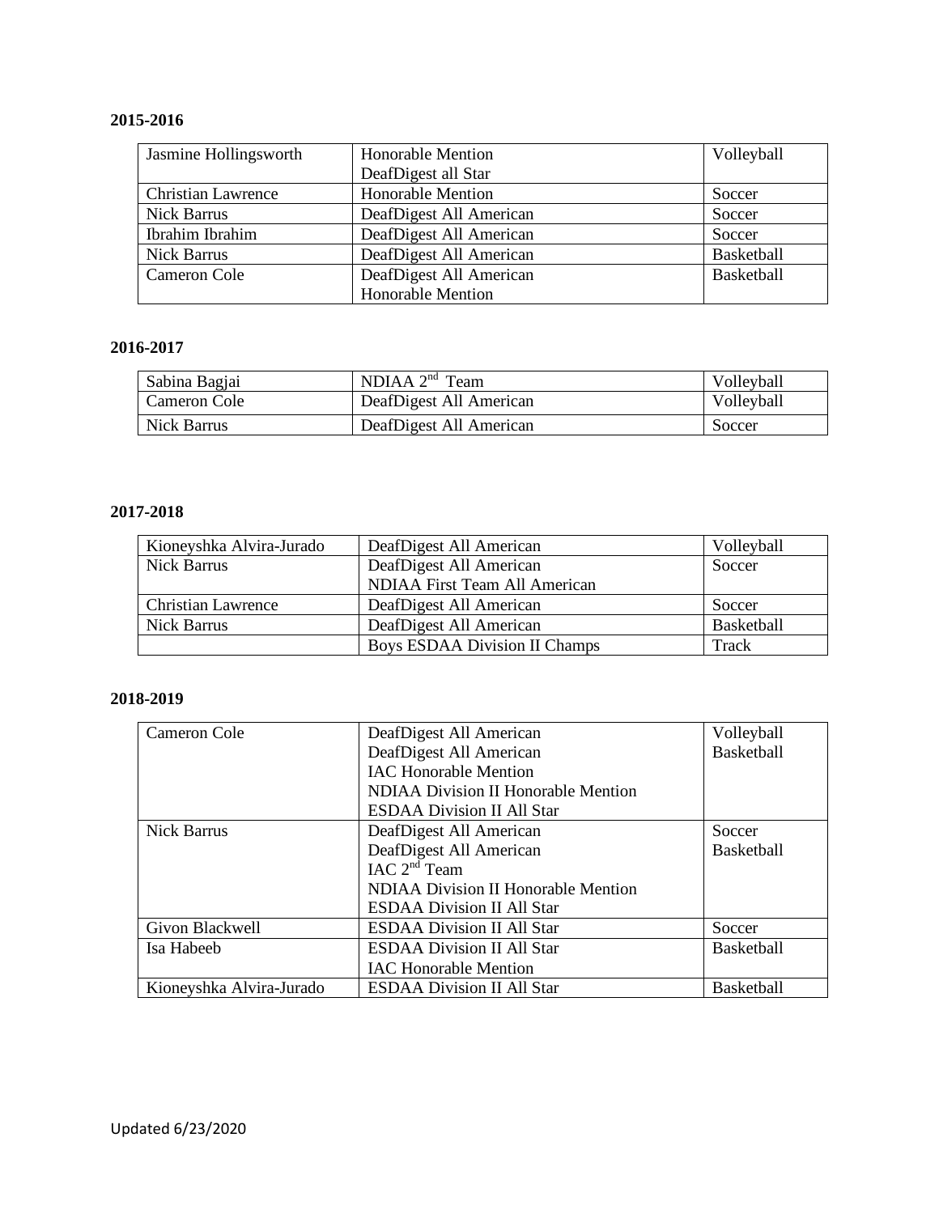**2015-2016**

| Jasmine Hollingsworth | Honorable Mention<br>DeafDigest all Star | Volleyball |
|---|---|---|
| Christian Lawrence | Honorable Mention | Soccer |
| Nick Barrus | DeafDigest All American | Soccer |
| Ibrahim Ibrahim | DeafDigest All American | Soccer |
| Nick Barrus | DeafDigest All American | Basketball |
| Cameron Cole | DeafDigest All American<br>Honorable Mention | Basketball |

**2016-2017**

| Sabina Bagjai | NDIAA 2nd Team | Volleyball |
|---|---|---|
| Cameron Cole | DeafDigest All American | Volleyball |
| Nick Barrus | DeafDigest All American | Soccer |

**2017-2018**

| Kioneyshka Alvira-Jurado | DeafDigest All American | Volleyball |
|---|---|---|
| Nick Barrus | DeafDigest All American<br>NDIAA First Team All American | Soccer |
| Christian Lawrence | DeafDigest All American | Soccer |
| Nick Barrus | DeafDigest All American | Basketball |
| | Boys ESDAA Division II Champs | Track |

**2018-2019**

| Cameron Cole | DeafDigest All American<br>DeafDigest All American<br>IAC Honorable Mention<br>NDIAA Division II Honorable Mention<br>ESDAA Division II All Star | Volleyball<br>Basketball |
|---|---|---|
| Nick Barrus | DeafDigest All American<br>DeafDigest All American<br>IAC 2nd Team<br>NDIAA Division II Honorable Mention<br>ESDAA Division II All Star | Soccer<br>Basketball |
| Givon Blackwell | ESDAA Division II All Star | Soccer |
| Isa Habeeb | ESDAA Division II All Star<br>IAC Honorable Mention | Basketball |
| Kioneyshka Alvira-Jurado | ESDAA Division II All Star | Basketball |

Updated 6/23/2020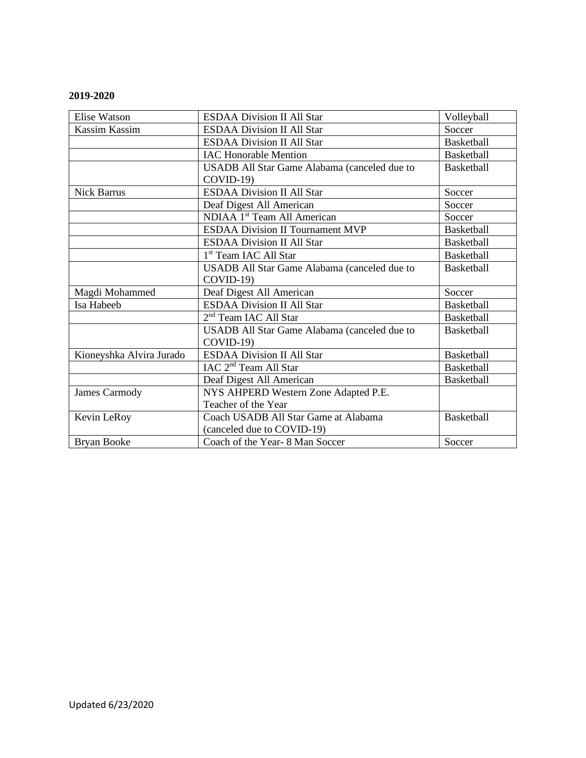**2019-2020**

| | | |
|---|---|---|
| Elise Watson | ESDAA Division II All Star | Volleyball |
| Kassim Kassim | ESDAA Division II All Star | Soccer |
| | ESDAA Division II All Star | Basketball |
| | IAC Honorable Mention | Basketball |
| | USADB All Star Game Alabama (canceled due to COVID-19) | Basketball |
| Nick Barrus | ESDAA Division II All Star | Soccer |
| | Deaf Digest All American | Soccer |
| | NDIAA 1st Team All American | Soccer |
| | ESDAA Division II Tournament MVP | Basketball |
| | ESDAA Division II All Star | Basketball |
| | 1st Team IAC All Star | Basketball |
| | USADB All Star Game Alabama (canceled due to COVID-19) | Basketball |
| Magdi Mohammed | Deaf Digest All American | Soccer |
| Isa Habeeb | ESDAA Division II All Star | Basketball |
| | 2nd Team IAC All Star | Basketball |
| | USADB All Star Game Alabama (canceled due to COVID-19) | Basketball |
| Kioneyshka Alvira Jurado | ESDAA Division II All Star | Basketball |
| | IAC 2nd Team All Star | Basketball |
| | Deaf Digest All American | Basketball |
| James Carmody | NYS AHPERD Western Zone Adapted P.E. Teacher of the Year | |
| Kevin LeRoy | Coach USADB All Star Game at Alabama (canceled due to COVID-19) | Basketball |
| Bryan Booke | Coach of the Year- 8 Man Soccer | Soccer |

Updated 6/23/2020